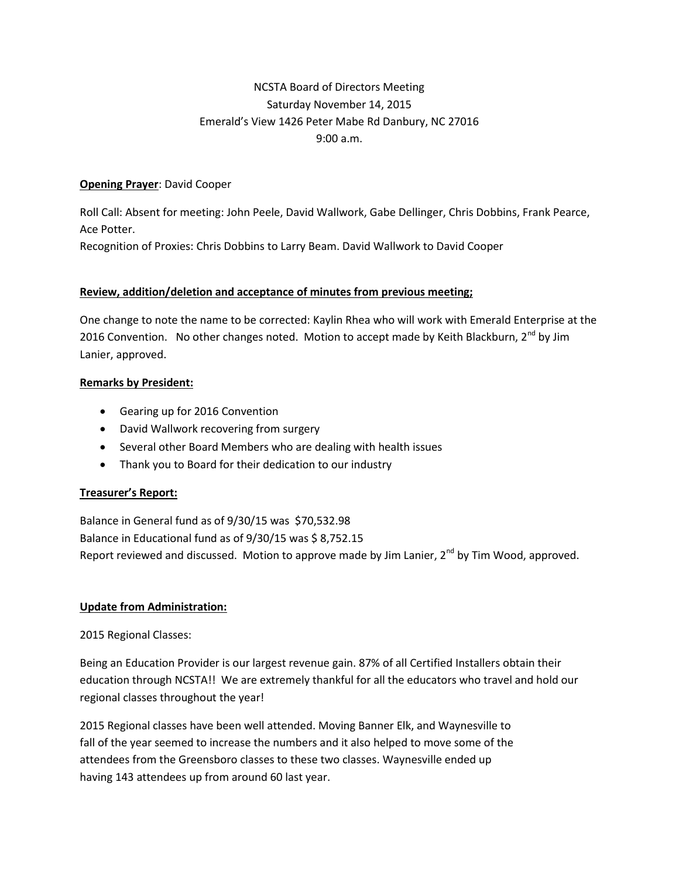NCSTA Board of Directors Meeting
Saturday November 14, 2015
Emerald's View 1426 Peter Mabe Rd Danbury, NC 27016
9:00 a.m.

**Opening Prayer**: David Cooper

Roll Call: Absent for meeting: John Peele, David Wallwork, Gabe Dellinger, Chris Dobbins, Frank Pearce, Ace Potter.
Recognition of Proxies: Chris Dobbins to Larry Beam. David Wallwork to David Cooper

**Review, addition/deletion and acceptance of minutes from previous meeting;**

One change to note the name to be corrected: Kaylin Rhea who will work with Emerald Enterprise at the 2016 Convention. No other changes noted. Motion to accept made by Keith Blackburn, 2nd by Jim Lanier, approved.

**Remarks by President:**

- Gearing up for 2016 Convention
- David Wallwork recovering from surgery
- Several other Board Members who are dealing with health issues
- Thank you to Board for their dedication to our industry

**Treasurer's Report:**

Balance in General fund as of 9/30/15 was $70,532.98
Balance in Educational fund as of 9/30/15 was $ 8,752.15
Report reviewed and discussed. Motion to approve made by Jim Lanier, 2nd by Tim Wood, approved.

**Update from Administration:**

2015 Regional Classes:

Being an Education Provider is our largest revenue gain. 87% of all Certified Installers obtain their education through NCSTA!! We are extremely thankful for all the educators who travel and hold our regional classes throughout the year!

2015 Regional classes have been well attended. Moving Banner Elk, and Waynesville to fall of the year seemed to increase the numbers and it also helped to move some of the attendees from the Greensboro classes to these two classes. Waynesville ended up having 143 attendees up from around 60 last year.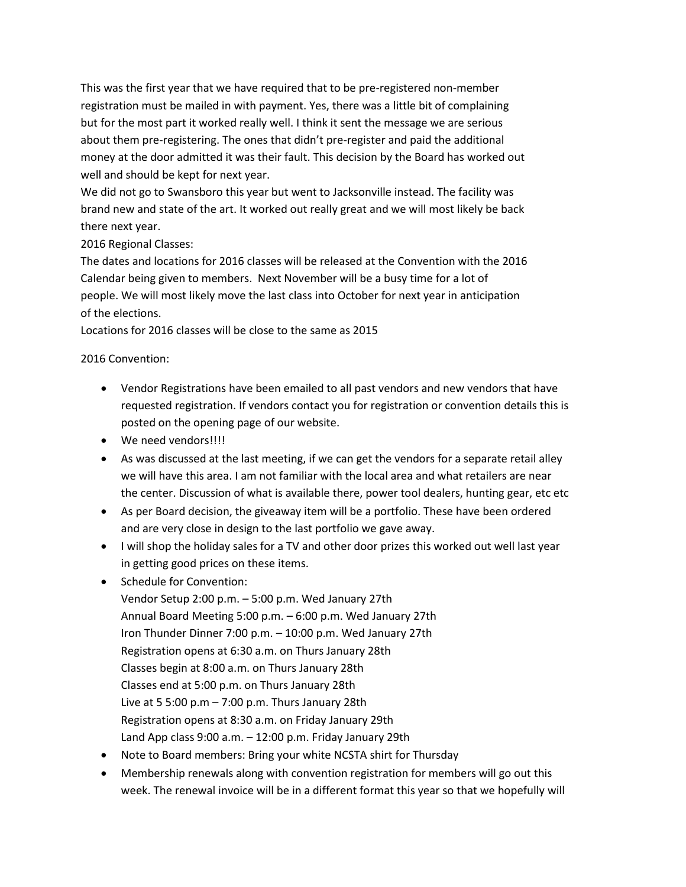This was the first year that we have required that to be pre-registered non-member registration must be mailed in with payment. Yes, there was a little bit of complaining but for the most part it worked really well. I think it sent the message we are serious about them pre-registering. The ones that didn't pre-register and paid the additional money at the door admitted it was their fault. This decision by the Board has worked out well and should be kept for next year.

We did not go to Swansboro this year but went to Jacksonville instead. The facility was brand new and state of the art. It worked out really great and we will most likely be back there next year.

2016 Regional Classes:

The dates and locations for 2016 classes will be released at the Convention with the 2016 Calendar being given to members. Next November will be a busy time for a lot of people. We will most likely move the last class into October for next year in anticipation of the elections.

Locations for 2016 classes will be close to the same as 2015

2016 Convention:

- Vendor Registrations have been emailed to all past vendors and new vendors that have requested registration. If vendors contact you for registration or convention details this is posted on the opening page of our website.
- We need vendors!!!!
- As was discussed at the last meeting, if we can get the vendors for a separate retail alley we will have this area. I am not familiar with the local area and what retailers are near the center. Discussion of what is available there, power tool dealers, hunting gear, etc etc
- As per Board decision, the giveaway item will be a portfolio. These have been ordered and are very close in design to the last portfolio we gave away.
- I will shop the holiday sales for a TV and other door prizes this worked out well last year in getting good prices on these items.
- Schedule for Convention:
  Vendor Setup 2:00 p.m. – 5:00 p.m. Wed January 27th
  Annual Board Meeting 5:00 p.m. – 6:00 p.m. Wed January 27th
  Iron Thunder Dinner 7:00 p.m. – 10:00 p.m. Wed January 27th
  Registration opens at 6:30 a.m. on Thurs January 28th
  Classes begin at 8:00 a.m. on Thurs January 28th
  Classes end at 5:00 p.m. on Thurs January 28th
  Live at 5 5:00 p.m – 7:00 p.m. Thurs January 28th
  Registration opens at 8:30 a.m. on Friday January 29th
  Land App class 9:00 a.m. – 12:00 p.m. Friday January 29th
- Note to Board members: Bring your white NCSTA shirt for Thursday
- Membership renewals along with convention registration for members will go out this week. The renewal invoice will be in a different format this year so that we hopefully will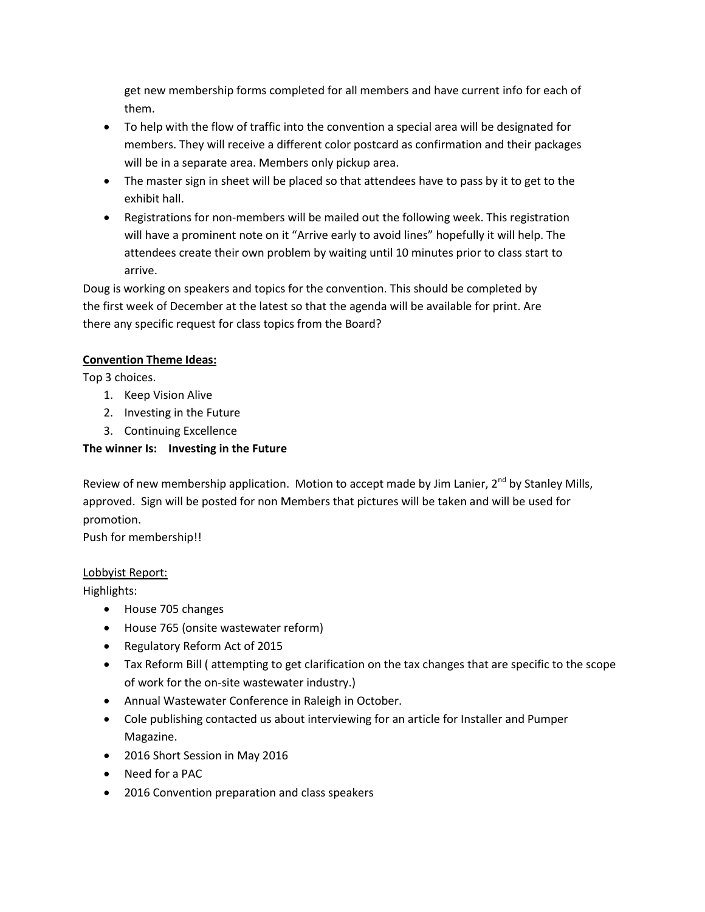get new membership forms completed for all members and have current info for each of them.

- To help with the flow of traffic into the convention a special area will be designated for members. They will receive a different color postcard as confirmation and their packages will be in a separate area. Members only pickup area.
- The master sign in sheet will be placed so that attendees have to pass by it to get to the exhibit hall.
- Registrations for non-members will be mailed out the following week. This registration will have a prominent note on it "Arrive early to avoid lines" hopefully it will help. The attendees create their own problem by waiting until 10 minutes prior to class start to arrive.

Doug is working on speakers and topics for the convention. This should be completed by the first week of December at the latest so that the agenda will be available for print. Are there any specific request for class topics from the Board?

**Convention Theme Ideas:**

Top 3 choices.

1. Keep Vision Alive
2. Investing in the Future
3. Continuing Excellence

**The winner Is: Investing in the Future**

Review of new membership application. Motion to accept made by Jim Lanier, 2nd by Stanley Mills, approved. Sign will be posted for non Members that pictures will be taken and will be used for promotion.

Push for membership!!

Lobbyist Report:

Highlights:

- House 705 changes
- House 765 (onsite wastewater reform)
- Regulatory Reform Act of 2015
- Tax Reform Bill ( attempting to get clarification on the tax changes that are specific to the scope of work for the on-site wastewater industry.)
- Annual Wastewater Conference in Raleigh in October.
- Cole publishing contacted us about interviewing for an article for Installer and Pumper Magazine.
- 2016 Short Session in May 2016
- Need for a PAC
- 2016 Convention preparation and class speakers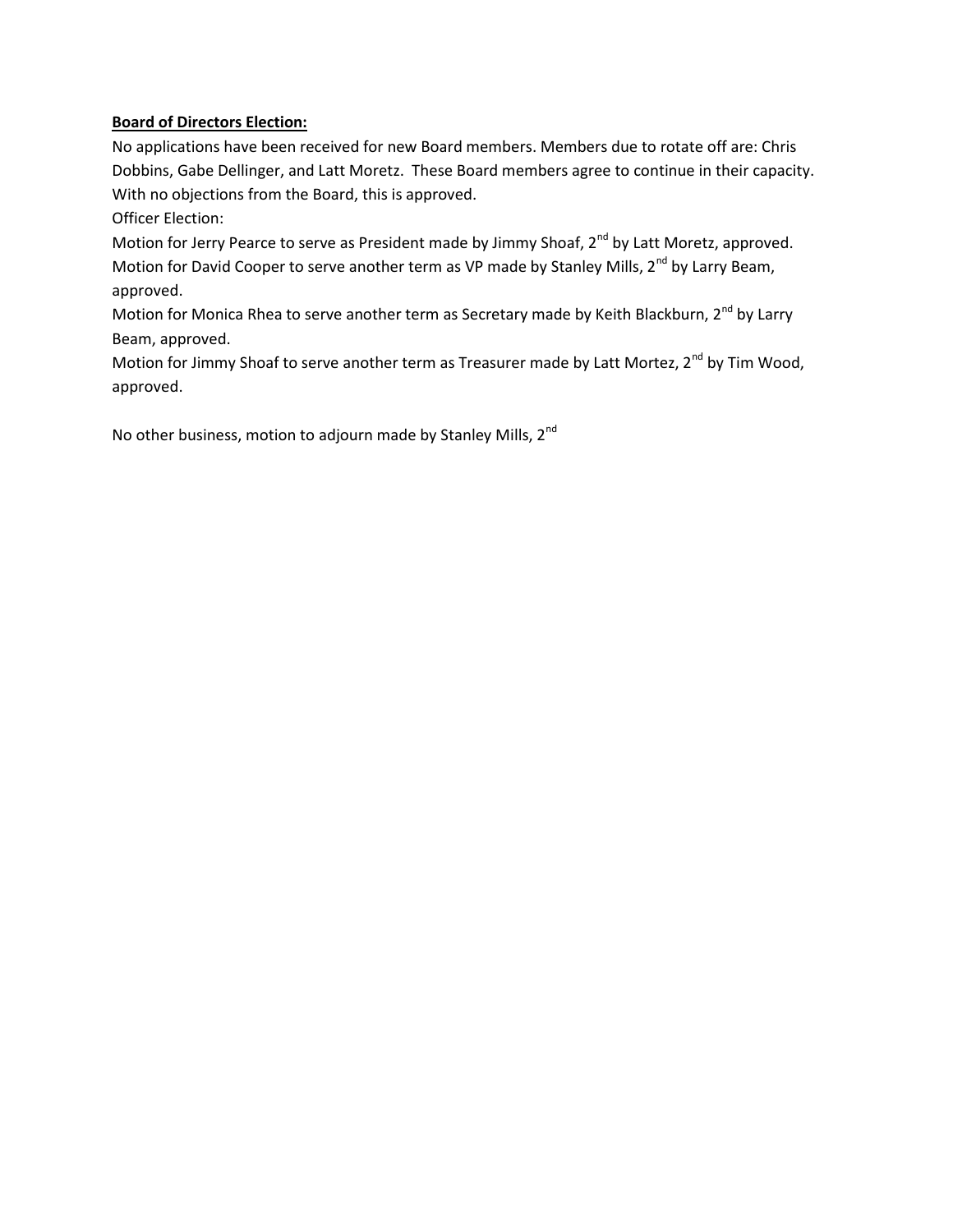**Board of Directors Election:**

No applications have been received for new Board members. Members due to rotate off are: Chris Dobbins, Gabe Dellinger, and Latt Moretz. These Board members agree to continue in their capacity. With no objections from the Board, this is approved.

Officer Election:

Motion for Jerry Pearce to serve as President made by Jimmy Shoaf, 2nd by Latt Moretz, approved.

Motion for David Cooper to serve another term as VP made by Stanley Mills, 2nd by Larry Beam, approved.

Motion for Monica Rhea to serve another term as Secretary made by Keith Blackburn, 2nd by Larry Beam, approved.

Motion for Jimmy Shoaf to serve another term as Treasurer made by Latt Mortez, 2nd by Tim Wood, approved.

No other business, motion to adjourn made by Stanley Mills, 2nd